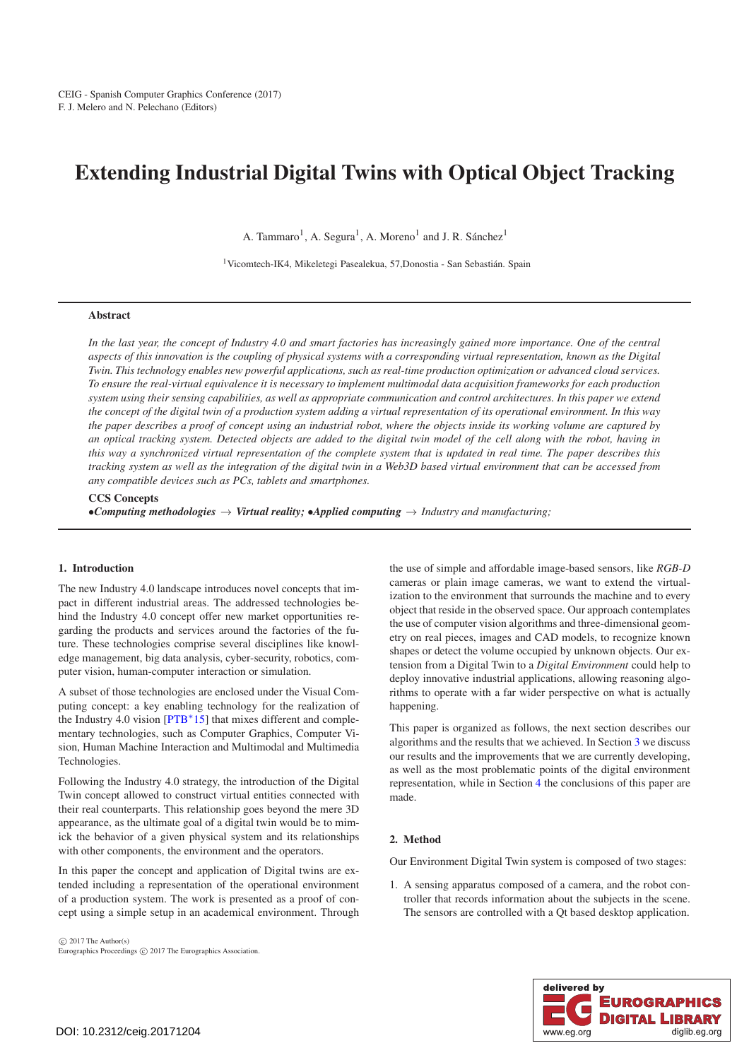CEIG - Spanish Computer Graphics Conference (2017)
F. J. Melero and N. Pelechano (Editors)

# Extending Industrial Digital Twins with Optical Object Tracking

A. Tammaro[1], A. Segura[1], A. Moreno[1] and J. R. Sánchez[1]

[1]Vicomtech-IK4, Mikeletegi Pasealekua, 57,Donostia - San Sebastián. Spain

## Abstract

*In the last year, the concept of Industry 4.0 and smart factories has increasingly gained more importance. One of the central aspects of this innovation is the coupling of physical systems with a corresponding virtual representation, known as the Digital Twin. This technology enables new powerful applications, such as real-time production optimization or advanced cloud services. To ensure the real-virtual equivalence it is necessary to implement multimodal data acquisition frameworks for each production system using their sensing capabilities, as well as appropriate communication and control architectures. In this paper we extend the concept of the digital twin of a production system adding a virtual representation of its operational environment. In this way the paper describes a proof of concept using an industrial robot, where the objects inside its working volume are captured by an optical tracking system. Detected objects are added to the digital twin model of the cell along with the robot, having in this way a synchronized virtual representation of the complete system that is updated in real time. The paper describes this tracking system as well as the integration of the digital twin in a Web3D based virtual environment that can be accessed from any compatible devices such as PCs, tablets and smartphones.*

**CCS Concepts**
•***Computing methodologies*** → ***Virtual reality;*** •***Applied computing*** → *Industry and manufacturing;*

## 1. Introduction

The new Industry 4.0 landscape introduces novel concepts that impact in different industrial areas. The addressed technologies behind the Industry 4.0 concept offer new market opportunities regarding the products and services around the factories of the future. These technologies comprise several disciplines like knowledge management, big data analysis, cyber-security, robotics, computer vision, human-computer interaction or simulation.

A subset of those technologies are enclosed under the Visual Computing concept: a key enabling technology for the realization of the Industry 4.0 vision [PTB*15] that mixes different and complementary technologies, such as Computer Graphics, Computer Vision, Human Machine Interaction and Multimodal and Multimedia Technologies.

Following the Industry 4.0 strategy, the introduction of the Digital Twin concept allowed to construct virtual entities connected with their real counterparts. This relationship goes beyond the mere 3D appearance, as the ultimate goal of a digital twin would be to mimick the behavior of a given physical system and its relationships with other components, the environment and the operators.

In this paper the concept and application of Digital twins are extended including a representation of the operational environment of a production system. The work is presented as a proof of concept using a simple setup in an academical environment. Through the use of simple and affordable image-based sensors, like *RGB-D* cameras or plain image cameras, we want to extend the virtualization to the environment that surrounds the machine and to every object that reside in the observed space. Our approach contemplates the use of computer vision algorithms and three-dimensional geometry on real pieces, images and CAD models, to recognize known shapes or detect the volume occupied by unknown objects. Our extension from a Digital Twin to a *Digital Environment* could help to deploy innovative industrial applications, allowing reasoning algorithms to operate with a far wider perspective on what is actually happening.

This paper is organized as follows, the next section describes our algorithms and the results that we achieved. In Section 3 we discuss our results and the improvements that we are currently developing, as well as the most problematic points of the digital environment representation, while in Section 4 the conclusions of this paper are made.

## 2. Method

Our Environment Digital Twin system is composed of two stages:

1. A sensing apparatus composed of a camera, and the robot controller that records information about the subjects in the scene. The sensors are controlled with a Qt based desktop application.

© 2017 The Author(s)
Eurographics Proceedings © 2017 The Eurographics Association.

DOI: 10.2312/ceig.20171204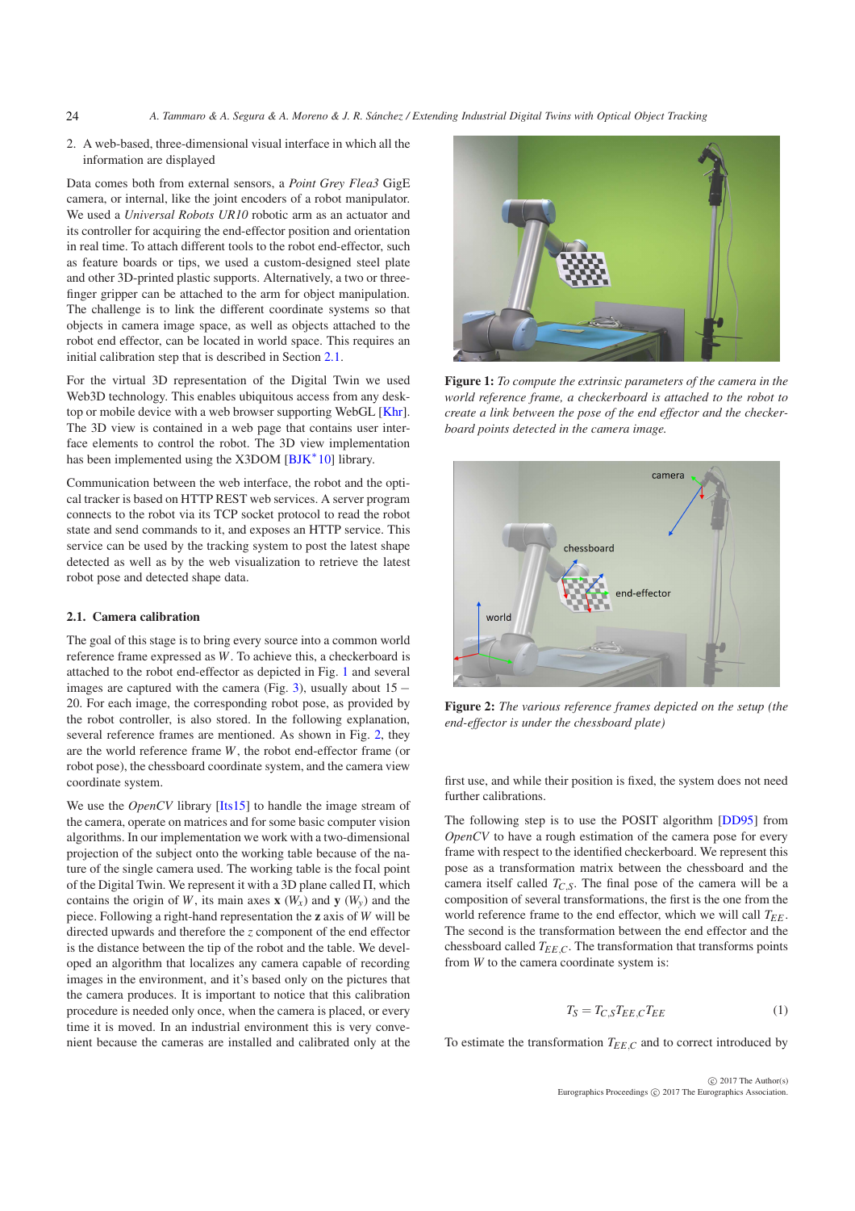2. A web-based, three-dimensional visual interface in which all the information are displayed

Data comes both from external sensors, a *Point Grey Flea3* GigE camera, or internal, like the joint encoders of a robot manipulator. We used a *Universal Robots UR10* robotic arm as an actuator and its controller for acquiring the end-effector position and orientation in real time. To attach different tools to the robot end-effector, such as feature boards or tips, we used a custom-designed steel plate and other 3D-printed plastic supports. Alternatively, a two or three-finger gripper can be attached to the arm for object manipulation. The challenge is to link the different coordinate systems so that objects in camera image space, as well as objects attached to the robot end effector, can be located in world space. This requires an initial calibration step that is described in Section 2.1.

For the virtual 3D representation of the Digital Twin we used Web3D technology. This enables ubiquitous access from any desktop or mobile device with a web browser supporting WebGL [Khr]. The 3D view is contained in a web page that contains user interface elements to control the robot. The 3D view implementation has been implemented using the X3DOM [BJK*10] library.

Communication between the web interface, the robot and the optical tracker is based on HTTP REST web services. A server program connects to the robot via its TCP socket protocol to read the robot state and send commands to it, and exposes an HTTP service. This service can be used by the tracking system to post the latest shape detected as well as by the web visualization to retrieve the latest robot pose and detected shape data.

### 2.1. Camera calibration

The goal of this stage is to bring every source into a common world reference frame expressed as $W$. To achieve this, a checkerboard is attached to the robot end-effector as depicted in Fig. 1 and several images are captured with the camera (Fig. 3), usually about 15 – 20. For each image, the corresponding robot pose, as provided by the robot controller, is also stored. In the following explanation, several reference frames are mentioned. As shown in Fig. 2, they are the world reference frame $W$, the robot end-effector frame (or robot pose), the chessboard coordinate system, and the camera view coordinate system.

We use the *OpenCV* library [Its15] to handle the image stream of the camera, operate on matrices and for some basic computer vision algorithms. In our implementation we work with a two-dimensional projection of the subject onto the working table because of the nature of the single camera used. The working table is the focal point of the Digital Twin. We represent it with a 3D plane called $\Pi$, which contains the origin of $W$, its main axes $\mathbf{x}$ ($W_x$) and $\mathbf{y}$ ($W_y$) and the piece. Following a right-hand representation the $\mathbf{z}$ axis of $W$ will be directed upwards and therefore the $z$ component of the end effector is the distance between the tip of the robot and the table. We developed an algorithm that localizes any camera capable of recording images in the environment, and it's based only on the pictures that the camera produces. It is important to notice that this calibration procedure is needed only once, when the camera is placed, or every time it is moved. In an industrial environment this is very convenient because the cameras are installed and calibrated only at the first use, and while their position is fixed, the system does not need further calibrations.

**Figure 1:** *To compute the extrinsic parameters of the camera in the world reference frame, a checkerboard is attached to the robot to create a link between the pose of the end effector and the checkerboard points detected in the camera image.*

**Figure 2:** *The various reference frames depicted on the setup (the end-effector is under the chessboard plate)*

The following step is to use the POSIT algorithm [DD95] from *OpenCV* to have a rough estimation of the camera pose for every frame with respect to the identified checkerboard. We represent this pose as a transformation matrix between the chessboard and the camera itself called $T_{C,S}$. The final pose of the camera will be a composition of several transformations, the first is the one from the world reference frame to the end effector, which we will call $T_{EE}$. The second is the transformation between the end effector and the chessboard called $T_{EE,C}$. The transformation that transforms points from $W$ to the camera coordinate system is:

$$T_S = T_{C,S} T_{EE,C} T_{EE} \tag{1}$$

To estimate the transformation $T_{EE,C}$ and to correct introduced by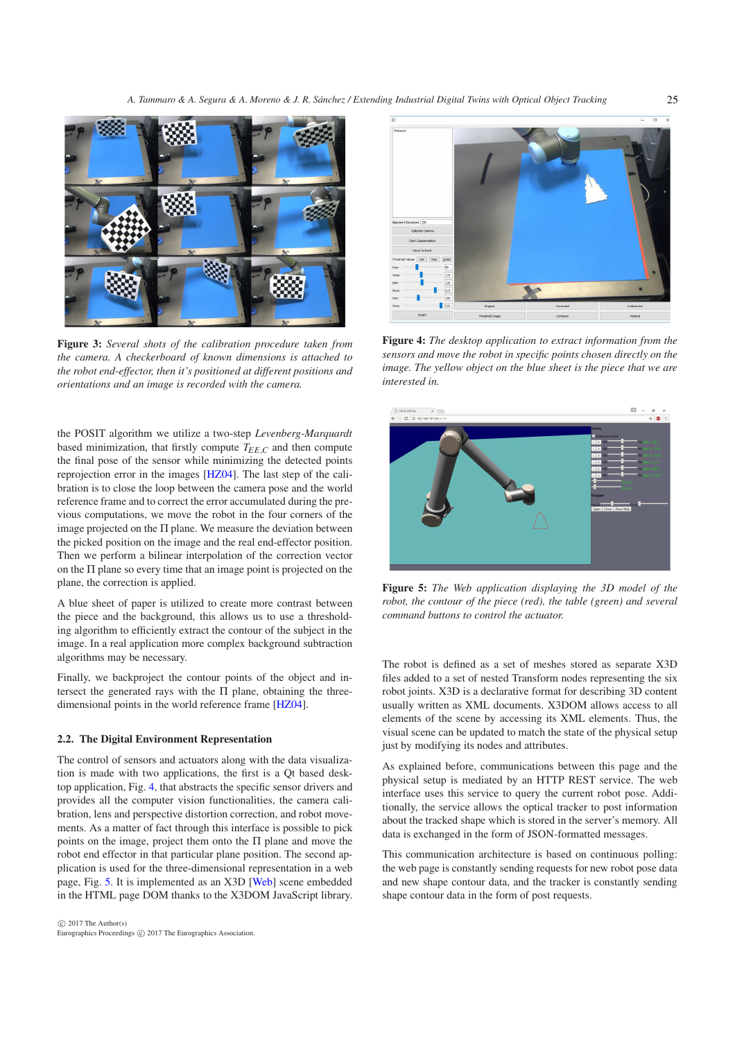**Figure 3:** *Several shots of the calibration procedure taken from the camera. A checkerboard of known dimensions is attached to the robot end-effector, then it's positioned at different positions and orientations and an image is recorded with the camera.*

the POSIT algorithm we utilize a two-step *Levenberg-Marquardt* based minimization, that firstly compute $T_{EE,C}$ and then compute the final pose of the sensor while minimizing the detected points reprojection error in the images [HZ04]. The last step of the calibration is to close the loop between the camera pose and the world reference frame and to correct the error accumulated during the previous computations, we move the robot in the four corners of the image projected on the $\Pi$ plane. We measure the deviation between the picked position on the image and the real end-effector position. Then we perform a bilinear interpolation of the correction vector on the $\Pi$ plane so every time that an image point is projected on the plane, the correction is applied.

A blue sheet of paper is utilized to create more contrast between the piece and the background, this allows us to use a thresholding algorithm to efficiently extract the contour of the subject in the image. In a real application more complex background subtraction algorithms may be necessary.

Finally, we backproject the contour points of the object and intersect the generated rays with the $\Pi$ plane, obtaining the three-dimensional points in the world reference frame [HZ04].

### 2.2. The Digital Environment Representation

The control of sensors and actuators along with the data visualization is made with two applications, the first is a Qt based desktop application, Fig. 4, that abstracts the specific sensor drivers and provides all the computer vision functionalities, the camera calibration, lens and perspective distortion correction, and robot movements. As a matter of fact through this interface is possible to pick points on the image, project them onto the $\Pi$ plane and move the robot end effector in that particular plane position. The second application is used for the three-dimensional representation in a web page, Fig. 5. It is implemented as an X3D [Web] scene embedded in the HTML page DOM thanks to the X3DOM JavaScript library.

**Figure 4:** *The desktop application to extract information from the sensors and move the robot in specific points chosen directly on the image. The yellow object on the blue sheet is the piece that we are interested in.*

**Figure 5:** *The Web application displaying the 3D model of the robot, the contour of the piece (red), the table (green) and several command buttons to control the actuator.*

The robot is defined as a set of meshes stored as separate X3D files added to a set of nested Transform nodes representing the six robot joints. X3D is a declarative format for describing 3D content usually written as XML documents. X3DOM allows access to all elements of the scene by accessing its XML elements. Thus, the visual scene can be updated to match the state of the physical setup just by modifying its nodes and attributes.

As explained before, communications between this page and the physical setup is mediated by an HTTP REST service. The web interface uses this service to query the current robot pose. Additionally, the service allows the optical tracker to post information about the tracked shape which is stored in the server's memory. All data is exchanged in the form of JSON-formatted messages.

This communication architecture is based on continuous polling: the web page is constantly sending requests for new robot pose data and new shape contour data, and the tracker is constantly sending shape contour data in the form of post requests.

© 2017 The Author(s)
Eurographics Proceedings © 2017 The Eurographics Association.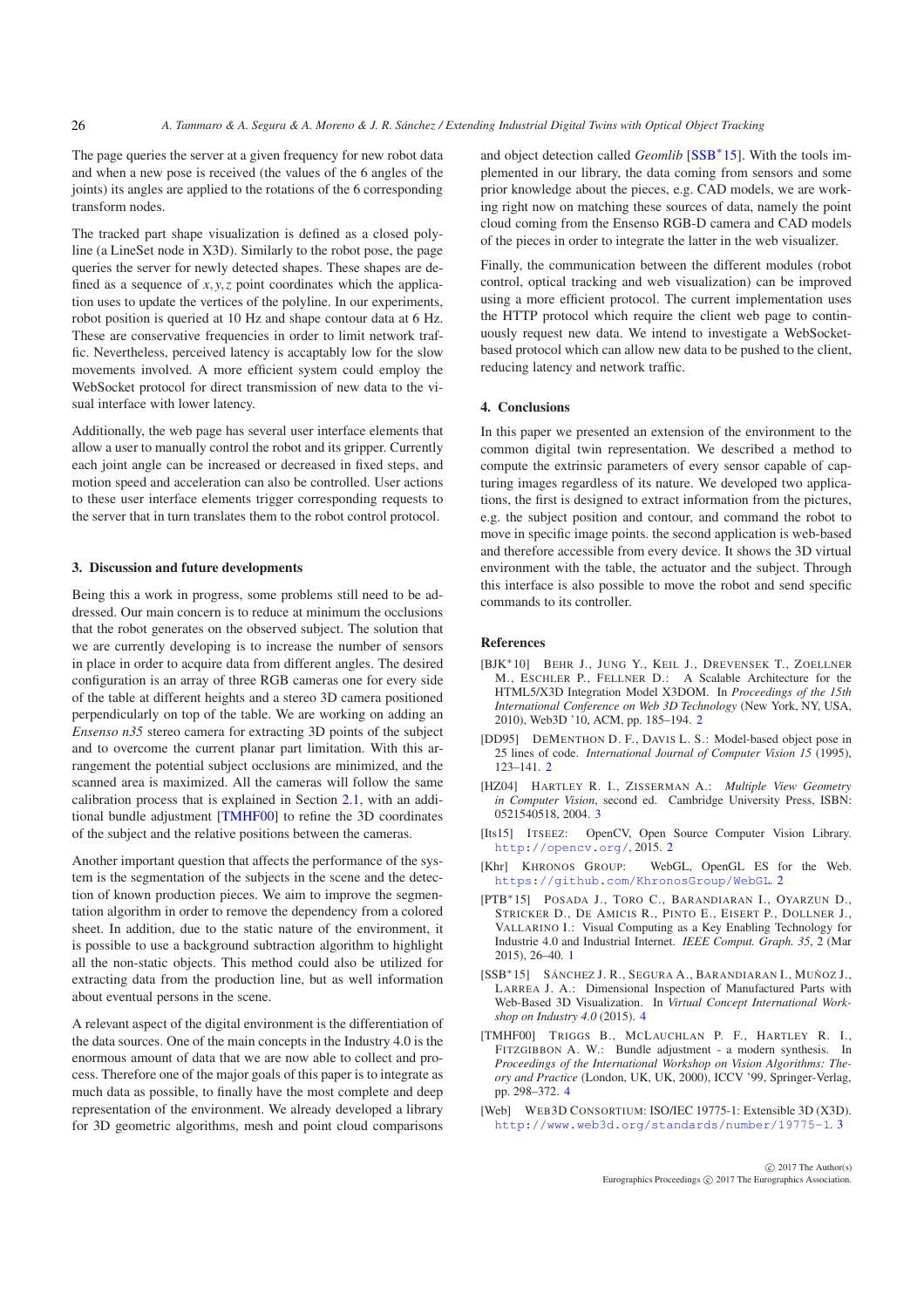The page queries the server at a given frequency for new robot data and when a new pose is received (the values of the 6 angles of the joints) its angles are applied to the rotations of the 6 corresponding transform nodes.

The tracked part shape visualization is defined as a closed polyline (a LineSet node in X3D). Similarly to the robot pose, the page queries the server for newly detected shapes. These shapes are defined as a sequence of $x, y, z$ point coordinates which the application uses to update the vertices of the polyline. In our experiments, robot position is queried at 10 Hz and shape contour data at 6 Hz. These are conservative frequencies in order to limit network traffic. Nevertheless, perceived latency is accaptably low for the slow movements involved. A more efficient system could employ the WebSocket protocol for direct transmission of new data to the visual interface with lower latency.

Additionally, the web page has several user interface elements that allow a user to manually control the robot and its gripper. Currently each joint angle can be increased or decreased in fixed steps, and motion speed and acceleration can also be controlled. User actions to these user interface elements trigger corresponding requests to the server that in turn translates them to the robot control protocol.

## 3. Discussion and future developments

Being this a work in progress, some problems still need to be addressed. Our main concern is to reduce at minimum the occlusions that the robot generates on the observed subject. The solution that we are currently developing is to increase the number of sensors in place in order to acquire data from different angles. The desired configuration is an array of three RGB cameras one for every side of the table at different heights and a stereo 3D camera positioned perpendicularly on top of the table. We are working on adding an *Ensenso n35* stereo camera for extracting 3D points of the subject and to overcome the current planar part limitation. With this arrangement the potential subject occlusions are minimized, and the scanned area is maximized. All the cameras will follow the same calibration process that is explained in Section 2.1, with an additional bundle adjustment [TMHF00] to refine the 3D coordinates of the subject and the relative positions between the cameras.

Another important question that affects the performance of the system is the segmentation of the subjects in the scene and the detection of known production pieces. We aim to improve the segmentation algorithm in order to remove the dependency from a colored sheet. In addition, due to the static nature of the environment, it is possible to use a background subtraction algorithm to highlight all the non-static objects. This method could also be utilized for extracting data from the production line, but as well information about eventual persons in the scene.

A relevant aspect of the digital environment is the differentiation of the data sources. One of the main concepts in the Industry 4.0 is the enormous amount of data that we are now able to collect and process. Therefore one of the major goals of this paper is to integrate as much data as possible, to finally have the most complete and deep representation of the environment. We already developed a library for 3D geometric algorithms, mesh and point cloud comparisons and object detection called *Geomlib* [SSB*15]. With the tools implemented in our library, the data coming from sensors and some prior knowledge about the pieces, e.g. CAD models, we are working right now on matching these sources of data, namely the point cloud coming from the Ensenso RGB-D camera and CAD models of the pieces in order to integrate the latter in the web visualizer.

Finally, the communication between the different modules (robot control, optical tracking and web visualization) can be improved using a more efficient protocol. The current implementation uses the HTTP protocol which require the client web page to continuously request new data. We intend to investigate a WebSocket-based protocol which can allow new data to be pushed to the client, reducing latency and network traffic.

## 4. Conclusions

In this paper we presented an extension of the environment to the common digital twin representation. We described a method to compute the extrinsic parameters of every sensor capable of capturing images regardless of its nature. We developed two applications, the first is designed to extract information from the pictures, e.g. the subject position and contour, and command the robot to move in specific image points. the second application is web-based and therefore accessible from every device. It shows the 3D virtual environment with the table, the actuator and the subject. Through this interface is also possible to move the robot and send specific commands to its controller.

## References

[BJK*10] BEHR J., JUNG Y., KEIL J., DREVENSEK T., ZOELLNER M., ESCHLER P., FELLNER D.: A Scalable Architecture for the HTML5/X3D Integration Model X3DOM. In *Proceedings of the 15th International Conference on Web 3D Technology* (New York, NY, USA, 2010), Web3D '10, ACM, pp. 185–194. 2

[DD95] DEMENTHON D. F., DAVIS L. S.: Model-based object pose in 25 lines of code. *International Journal of Computer Vision 15* (1995), 123–141. 2

[HZ04] HARTLEY R. I., ZISSERMAN A.: *Multiple View Geometry in Computer Vision*, second ed. Cambridge University Press, ISBN: 0521540518, 2004. 3

[Its15] ITSEEZ: OpenCV, Open Source Computer Vision Library. http://opencv.org/, 2015. 2

[Khr] KHRONOS GROUP: WebGL, OpenGL ES for the Web. https://github.com/KhronosGroup/WebGL. 2

[PTB*15] POSADA J., TORO C., BARANDIARAN I., OYARZUN D., STRICKER D., DE AMICIS R., PINTO E., EISERT P., DOLLNER J., VALLARINO I.: Visual Computing as a Key Enabling Technology for Industrie 4.0 and Industrial Internet. *IEEE Comput. Graph. 35*, 2 (Mar 2015), 26–40. 1

[SSB*15] SÁNCHEZ J. R., SEGURA A., BARANDIARAN I., MUÑOZ J., LARREA J. A.: Dimensional Inspection of Manufactured Parts with Web-Based 3D Visualization. In *Virtual Concept International Workshop on Industry 4.0* (2015). 4

[TMHF00] TRIGGS B., MCLAUCHLAN P. F., HARTLEY R. I., FITZGIBBON A. W.: Bundle adjustment - a modern synthesis. In *Proceedings of the International Workshop on Vision Algorithms: Theory and Practice* (London, UK, UK, 2000), ICCV '99, Springer-Verlag, pp. 298–372. 4

[Web] WEB3D CONSORTIUM: ISO/IEC 19775-1: Extensible 3D (X3D). http://www.web3d.org/standards/number/19775-1. 3